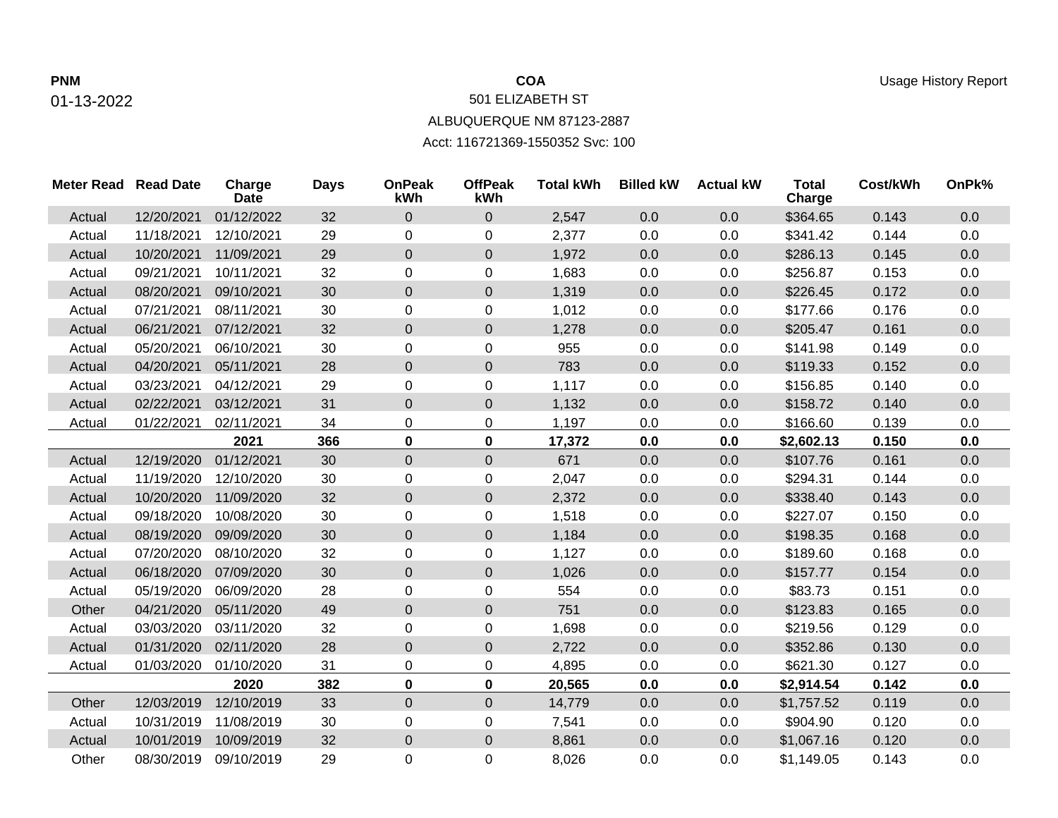**PNM**

01-13-2022

**COA**

501 ELIZABETH ST

ALBUQUERQUE NM 87123-2887

Acct: 116721369-1550352 Svc: 100

Usage History Report

| Meter Read | Read Date | Charge Date | Days | OnPeak kWh | OffPeak kWh | Total kWh | Billed kW | Actual kW | Total Charge | Cost/kWh | OnPk% |
|---|---|---|---|---|---|---|---|---|---|---|---|
| Actual | 12/20/2021 | 01/12/2022 | 32 | 0 | 0 | 2,547 | 0.0 | 0.0 | $364.65 | 0.143 | 0.0 |
| Actual | 11/18/2021 | 12/10/2021 | 29 | 0 | 0 | 2,377 | 0.0 | 0.0 | $341.42 | 0.144 | 0.0 |
| Actual | 10/20/2021 | 11/09/2021 | 29 | 0 | 0 | 1,972 | 0.0 | 0.0 | $286.13 | 0.145 | 0.0 |
| Actual | 09/21/2021 | 10/11/2021 | 32 | 0 | 0 | 1,683 | 0.0 | 0.0 | $256.87 | 0.153 | 0.0 |
| Actual | 08/20/2021 | 09/10/2021 | 30 | 0 | 0 | 1,319 | 0.0 | 0.0 | $226.45 | 0.172 | 0.0 |
| Actual | 07/21/2021 | 08/11/2021 | 30 | 0 | 0 | 1,012 | 0.0 | 0.0 | $177.66 | 0.176 | 0.0 |
| Actual | 06/21/2021 | 07/12/2021 | 32 | 0 | 0 | 1,278 | 0.0 | 0.0 | $205.47 | 0.161 | 0.0 |
| Actual | 05/20/2021 | 06/10/2021 | 30 | 0 | 0 | 955 | 0.0 | 0.0 | $141.98 | 0.149 | 0.0 |
| Actual | 04/20/2021 | 05/11/2021 | 28 | 0 | 0 | 783 | 0.0 | 0.0 | $119.33 | 0.152 | 0.0 |
| Actual | 03/23/2021 | 04/12/2021 | 29 | 0 | 0 | 1,117 | 0.0 | 0.0 | $156.85 | 0.140 | 0.0 |
| Actual | 02/22/2021 | 03/12/2021 | 31 | 0 | 0 | 1,132 | 0.0 | 0.0 | $158.72 | 0.140 | 0.0 |
| Actual | 01/22/2021 | 02/11/2021 | 34 | 0 | 0 | 1,197 | 0.0 | 0.0 | $166.60 | 0.139 | 0.0 |
| | | **2021** | **366** | **0** | **0** | **17,372** | **0.0** | **0.0** | **$2,602.13** | **0.150** | **0.0** |
| Actual | 12/19/2020 | 01/12/2021 | 30 | 0 | 0 | 671 | 0.0 | 0.0 | $107.76 | 0.161 | 0.0 |
| Actual | 11/19/2020 | 12/10/2020 | 30 | 0 | 0 | 2,047 | 0.0 | 0.0 | $294.31 | 0.144 | 0.0 |
| Actual | 10/20/2020 | 11/09/2020 | 32 | 0 | 0 | 2,372 | 0.0 | 0.0 | $338.40 | 0.143 | 0.0 |
| Actual | 09/18/2020 | 10/08/2020 | 30 | 0 | 0 | 1,518 | 0.0 | 0.0 | $227.07 | 0.150 | 0.0 |
| Actual | 08/19/2020 | 09/09/2020 | 30 | 0 | 0 | 1,184 | 0.0 | 0.0 | $198.35 | 0.168 | 0.0 |
| Actual | 07/20/2020 | 08/10/2020 | 32 | 0 | 0 | 1,127 | 0.0 | 0.0 | $189.60 | 0.168 | 0.0 |
| Actual | 06/18/2020 | 07/09/2020 | 30 | 0 | 0 | 1,026 | 0.0 | 0.0 | $157.77 | 0.154 | 0.0 |
| Actual | 05/19/2020 | 06/09/2020 | 28 | 0 | 0 | 554 | 0.0 | 0.0 | $83.73 | 0.151 | 0.0 |
| Other | 04/21/2020 | 05/11/2020 | 49 | 0 | 0 | 751 | 0.0 | 0.0 | $123.83 | 0.165 | 0.0 |
| Actual | 03/03/2020 | 03/11/2020 | 32 | 0 | 0 | 1,698 | 0.0 | 0.0 | $219.56 | 0.129 | 0.0 |
| Actual | 01/31/2020 | 02/11/2020 | 28 | 0 | 0 | 2,722 | 0.0 | 0.0 | $352.86 | 0.130 | 0.0 |
| Actual | 01/03/2020 | 01/10/2020 | 31 | 0 | 0 | 4,895 | 0.0 | 0.0 | $621.30 | 0.127 | 0.0 |
| | | **2020** | **382** | **0** | **0** | **20,565** | **0.0** | **0.0** | **$2,914.54** | **0.142** | **0.0** |
| Other | 12/03/2019 | 12/10/2019 | 33 | 0 | 0 | 14,779 | 0.0 | 0.0 | $1,757.52 | 0.119 | 0.0 |
| Actual | 10/31/2019 | 11/08/2019 | 30 | 0 | 0 | 7,541 | 0.0 | 0.0 | $904.90 | 0.120 | 0.0 |
| Actual | 10/01/2019 | 10/09/2019 | 32 | 0 | 0 | 8,861 | 0.0 | 0.0 | $1,067.16 | 0.120 | 0.0 |
| Other | 08/30/2019 | 09/10/2019 | 29 | 0 | 0 | 8,026 | 0.0 | 0.0 | $1,149.05 | 0.143 | 0.0 |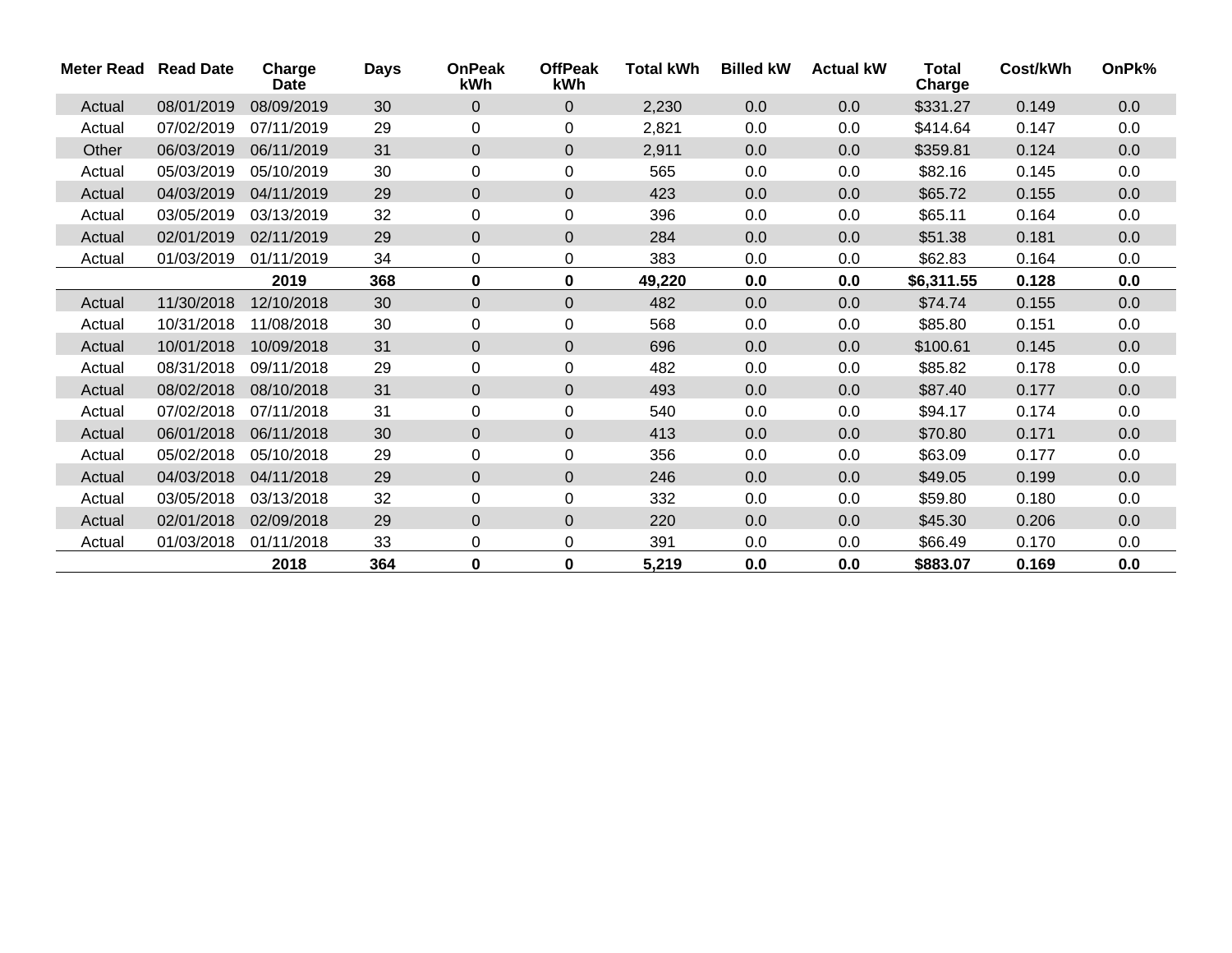| Meter Read | Read Date | Charge Date | Days | OnPeak kWh | OffPeak kWh | Total kWh | Billed kW | Actual kW | Total Charge | Cost/kWh | OnPk% |
|---|---|---|---|---|---|---|---|---|---|---|---|
| Actual | 08/01/2019 | 08/09/2019 | 30 | 0 | 0 | 2,230 | 0.0 | 0.0 | $331.27 | 0.149 | 0.0 |
| Actual | 07/02/2019 | 07/11/2019 | 29 | 0 | 0 | 2,821 | 0.0 | 0.0 | $414.64 | 0.147 | 0.0 |
| Other | 06/03/2019 | 06/11/2019 | 31 | 0 | 0 | 2,911 | 0.0 | 0.0 | $359.81 | 0.124 | 0.0 |
| Actual | 05/03/2019 | 05/10/2019 | 30 | 0 | 0 | 565 | 0.0 | 0.0 | $82.16 | 0.145 | 0.0 |
| Actual | 04/03/2019 | 04/11/2019 | 29 | 0 | 0 | 423 | 0.0 | 0.0 | $65.72 | 0.155 | 0.0 |
| Actual | 03/05/2019 | 03/13/2019 | 32 | 0 | 0 | 396 | 0.0 | 0.0 | $65.11 | 0.164 | 0.0 |
| Actual | 02/01/2019 | 02/11/2019 | 29 | 0 | 0 | 284 | 0.0 | 0.0 | $51.38 | 0.181 | 0.0 |
| Actual | 01/03/2019 | 01/11/2019 | 34 | 0 | 0 | 383 | 0.0 | 0.0 | $62.83 | 0.164 | 0.0 |
| | | **2019** | **368** | **0** | **0** | **49,220** | **0.0** | **0.0** | **$6,311.55** | **0.128** | **0.0** |
| Actual | 11/30/2018 | 12/10/2018 | 30 | 0 | 0 | 482 | 0.0 | 0.0 | $74.74 | 0.155 | 0.0 |
| Actual | 10/31/2018 | 11/08/2018 | 30 | 0 | 0 | 568 | 0.0 | 0.0 | $85.80 | 0.151 | 0.0 |
| Actual | 10/01/2018 | 10/09/2018 | 31 | 0 | 0 | 696 | 0.0 | 0.0 | $100.61 | 0.145 | 0.0 |
| Actual | 08/31/2018 | 09/11/2018 | 29 | 0 | 0 | 482 | 0.0 | 0.0 | $85.82 | 0.178 | 0.0 |
| Actual | 08/02/2018 | 08/10/2018 | 31 | 0 | 0 | 493 | 0.0 | 0.0 | $87.40 | 0.177 | 0.0 |
| Actual | 07/02/2018 | 07/11/2018 | 31 | 0 | 0 | 540 | 0.0 | 0.0 | $94.17 | 0.174 | 0.0 |
| Actual | 06/01/2018 | 06/11/2018 | 30 | 0 | 0 | 413 | 0.0 | 0.0 | $70.80 | 0.171 | 0.0 |
| Actual | 05/02/2018 | 05/10/2018 | 29 | 0 | 0 | 356 | 0.0 | 0.0 | $63.09 | 0.177 | 0.0 |
| Actual | 04/03/2018 | 04/11/2018 | 29 | 0 | 0 | 246 | 0.0 | 0.0 | $49.05 | 0.199 | 0.0 |
| Actual | 03/05/2018 | 03/13/2018 | 32 | 0 | 0 | 332 | 0.0 | 0.0 | $59.80 | 0.180 | 0.0 |
| Actual | 02/01/2018 | 02/09/2018 | 29 | 0 | 0 | 220 | 0.0 | 0.0 | $45.30 | 0.206 | 0.0 |
| Actual | 01/03/2018 | 01/11/2018 | 33 | 0 | 0 | 391 | 0.0 | 0.0 | $66.49 | 0.170 | 0.0 |
| | | **2018** | **364** | **0** | **0** | **5,219** | **0.0** | **0.0** | **$883.07** | **0.169** | **0.0** |